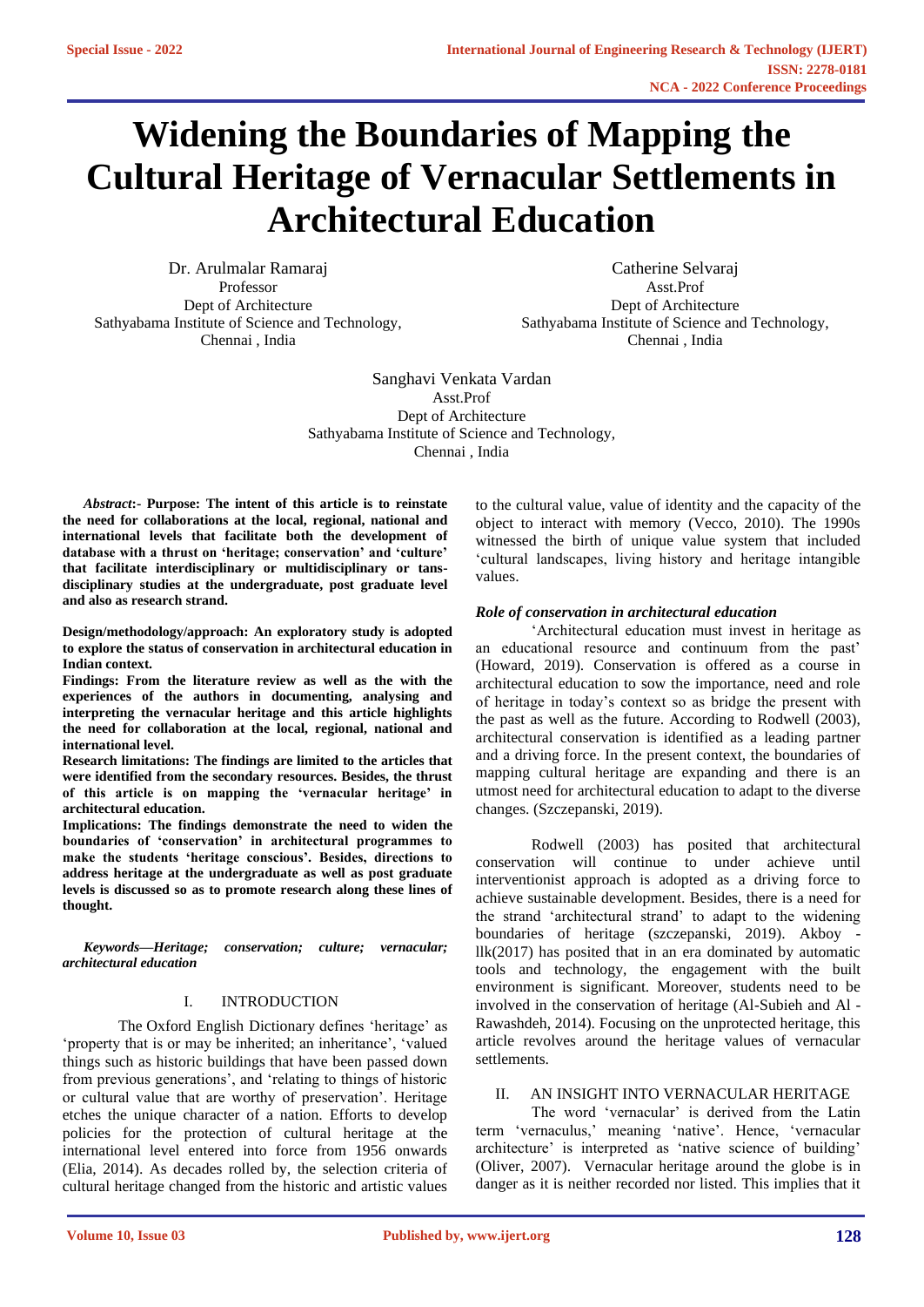# Widening the Boundaries of Mapping the Cultural Heritage of Vernacular Settlements in Architectural Education

Dr. Arulmalar Ramaraj
Professor
Dept of Architecture
Sathyabama Institute of Science and Technology,
Chennai , India

Catherine Selvaraj
Asst.Prof
Dept of Architecture
Sathyabama Institute of Science and Technology,
Chennai , India

Sanghavi Venkata Vardan
Asst.Prof
Dept of Architecture
Sathyabama Institute of Science and Technology,
Chennai , India

***Abstract*:- Purpose: The intent of this article is to reinstate the need for collaborations at the local, regional, national and international levels that facilitate both the development of database with a thrust on 'heritage; conservation' and 'culture' that facilitate interdisciplinary or multidisciplinary or tans-disciplinary studies at the undergraduate, post graduate level and also as research strand.**

**Design/methodology/approach: An exploratory study is adopted to explore the status of conservation in architectural education in Indian context.**

**Findings: From the literature review as well as the with the experiences of the authors in documenting, analysing and interpreting the vernacular heritage and this article highlights the need for collaboration at the local, regional, national and international level.**

**Research limitations: The findings are limited to the articles that were identified from the secondary resources. Besides, the thrust of this article is on mapping the 'vernacular heritage' in architectural education.**

**Implications: The findings demonstrate the need to widen the boundaries of 'conservation' in architectural programmes to make the students 'heritage conscious'. Besides, directions to address heritage at the undergraduate as well as post graduate levels is discussed so as to promote research along these lines of thought.**

***Keywords—Heritage; conservation; culture; vernacular; architectural education***

## I. INTRODUCTION

The Oxford English Dictionary defines 'heritage' as 'property that is or may be inherited; an inheritance', 'valued things such as historic buildings that have been passed down from previous generations', and 'relating to things of historic or cultural value that are worthy of preservation'. Heritage etches the unique character of a nation. Efforts to develop policies for the protection of cultural heritage at the international level entered into force from 1956 onwards (Elia, 2014). As decades rolled by, the selection criteria of cultural heritage changed from the historic and artistic values to the cultural value, value of identity and the capacity of the object to interact with memory (Vecco, 2010). The 1990s witnessed the birth of unique value system that included 'cultural landscapes, living history and heritage intangible values.

### *Role of conservation in architectural education*

'Architectural education must invest in heritage as an educational resource and continuum from the past' (Howard, 2019). Conservation is offered as a course in architectural education to sow the importance, need and role of heritage in today's context so as bridge the present with the past as well as the future. According to Rodwell (2003), architectural conservation is identified as a leading partner and a driving force. In the present context, the boundaries of mapping cultural heritage are expanding and there is an utmost need for architectural education to adapt to the diverse changes. (Szczepanski, 2019).

Rodwell (2003) has posited that architectural conservation will continue to under achieve until interventionist approach is adopted as a driving force to achieve sustainable development. Besides, there is a need for the strand 'architectural strand' to adapt to the widening boundaries of heritage (szczepanski, 2019). Akboy - llk(2017) has posited that in an era dominated by automatic tools and technology, the engagement with the built environment is significant. Moreover, students need to be involved in the conservation of heritage (Al-Subieh and Al - Rawashdeh, 2014). Focusing on the unprotected heritage, this article revolves around the heritage values of vernacular settlements.

## II. AN INSIGHT INTO VERNACULAR HERITAGE

The word 'vernacular' is derived from the Latin term 'vernaculus,' meaning 'native'. Hence, 'vernacular architecture' is interpreted as 'native science of building' (Oliver, 2007). Vernacular heritage around the globe is in danger as it is neither recorded nor listed. This implies that it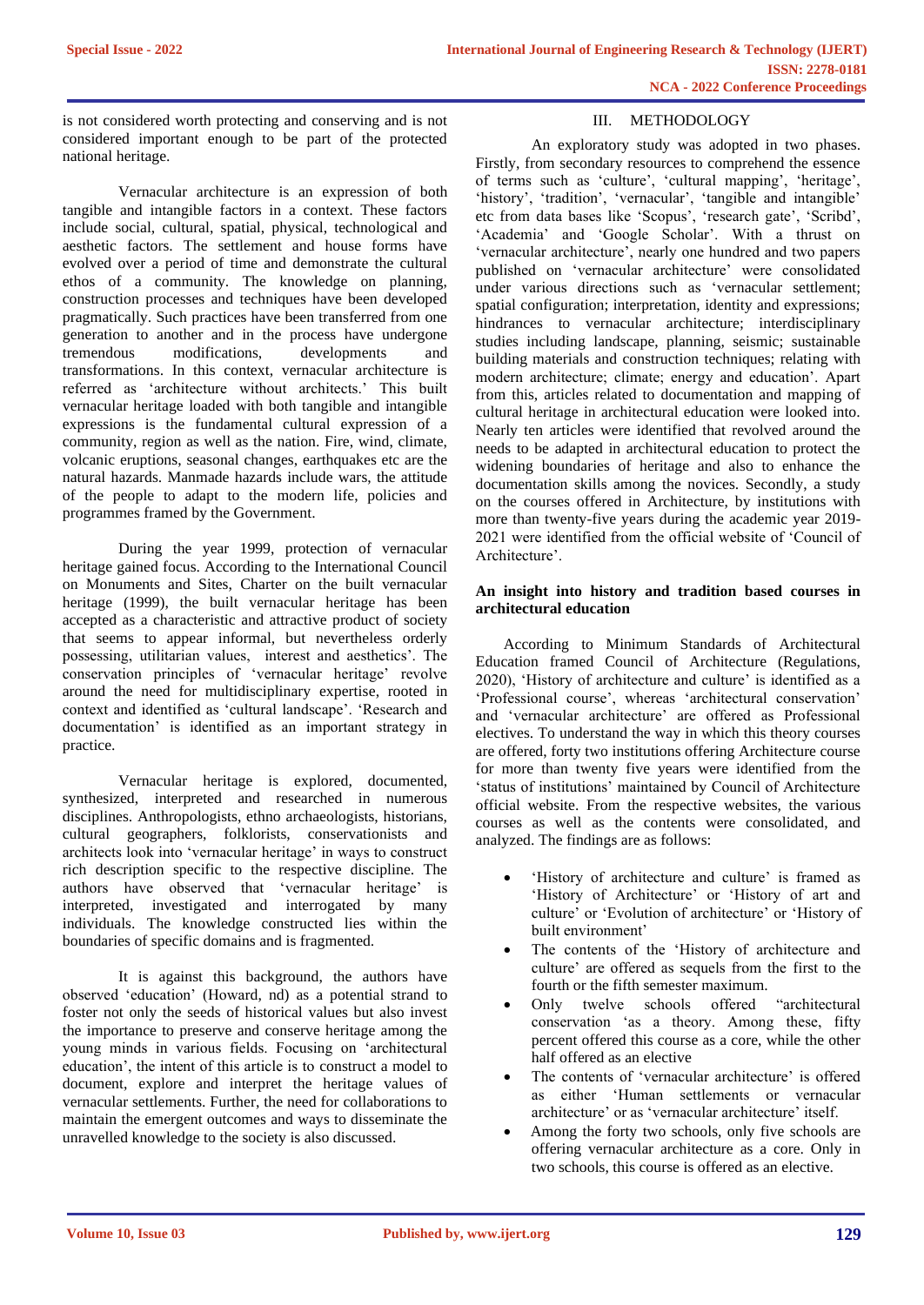is not considered worth protecting and conserving and is not considered important enough to be part of the protected national heritage.

Vernacular architecture is an expression of both tangible and intangible factors in a context. These factors include social, cultural, spatial, physical, technological and aesthetic factors. The settlement and house forms have evolved over a period of time and demonstrate the cultural ethos of a community. The knowledge on planning, construction processes and techniques have been developed pragmatically. Such practices have been transferred from one generation to another and in the process have undergone tremendous modifications, developments and transformations. In this context, vernacular architecture is referred as 'architecture without architects.' This built vernacular heritage loaded with both tangible and intangible expressions is the fundamental cultural expression of a community, region as well as the nation. Fire, wind, climate, volcanic eruptions, seasonal changes, earthquakes etc are the natural hazards. Manmade hazards include wars, the attitude of the people to adapt to the modern life, policies and programmes framed by the Government.

During the year 1999, protection of vernacular heritage gained focus. According to the International Council on Monuments and Sites, Charter on the built vernacular heritage (1999), the built vernacular heritage has been accepted as a characteristic and attractive product of society that seems to appear informal, but nevertheless orderly possessing, utilitarian values, interest and aesthetics'. The conservation principles of 'vernacular heritage' revolve around the need for multidisciplinary expertise, rooted in context and identified as 'cultural landscape'. 'Research and documentation' is identified as an important strategy in practice.

Vernacular heritage is explored, documented, synthesized, interpreted and researched in numerous disciplines. Anthropologists, ethno archaeologists, historians, cultural geographers, folklorists, conservationists and architects look into 'vernacular heritage' in ways to construct rich description specific to the respective discipline. The authors have observed that 'vernacular heritage' is interpreted, investigated and interrogated by many individuals. The knowledge constructed lies within the boundaries of specific domains and is fragmented.

It is against this background, the authors have observed 'education' (Howard, nd) as a potential strand to foster not only the seeds of historical values but also invest the importance to preserve and conserve heritage among the young minds in various fields. Focusing on 'architectural education', the intent of this article is to construct a model to document, explore and interpret the heritage values of vernacular settlements. Further, the need for collaborations to maintain the emergent outcomes and ways to disseminate the unravelled knowledge to the society is also discussed.

## III. METHODOLOGY

An exploratory study was adopted in two phases. Firstly, from secondary resources to comprehend the essence of terms such as 'culture', 'cultural mapping', 'heritage', 'history', 'tradition', 'vernacular', 'tangible and intangible' etc from data bases like 'Scopus', 'research gate', 'Scribd', 'Academia' and 'Google Scholar'. With a thrust on 'vernacular architecture', nearly one hundred and two papers published on 'vernacular architecture' were consolidated under various directions such as 'vernacular settlement; spatial configuration; interpretation, identity and expressions; hindrances to vernacular architecture; interdisciplinary studies including landscape, planning, seismic; sustainable building materials and construction techniques; relating with modern architecture; climate; energy and education'. Apart from this, articles related to documentation and mapping of cultural heritage in architectural education were looked into. Nearly ten articles were identified that revolved around the needs to be adapted in architectural education to protect the widening boundaries of heritage and also to enhance the documentation skills among the novices. Secondly, a study on the courses offered in Architecture, by institutions with more than twenty-five years during the academic year 2019-2021 were identified from the official website of 'Council of Architecture'.

### An insight into history and tradition based courses in architectural education

According to Minimum Standards of Architectural Education framed Council of Architecture (Regulations, 2020), 'History of architecture and culture' is identified as a 'Professional course', whereas 'architectural conservation' and 'vernacular architecture' are offered as Professional electives. To understand the way in which this theory courses are offered, forty two institutions offering Architecture course for more than twenty five years were identified from the 'status of institutions' maintained by Council of Architecture official website. From the respective websites, the various courses as well as the contents were consolidated, and analyzed. The findings are as follows:

- 'History of architecture and culture' is framed as 'History of Architecture' or 'History of art and culture' or 'Evolution of architecture' or 'History of built environment'
- The contents of the 'History of architecture and culture' are offered as sequels from the first to the fourth or the fifth semester maximum.
- Only twelve schools offered "architectural conservation 'as a theory. Among these, fifty percent offered this course as a core, while the other half offered as an elective
- The contents of 'vernacular architecture' is offered as either 'Human settlements or vernacular architecture' or as 'vernacular architecture' itself.
- Among the forty two schools, only five schools are offering vernacular architecture as a core. Only in two schools, this course is offered as an elective.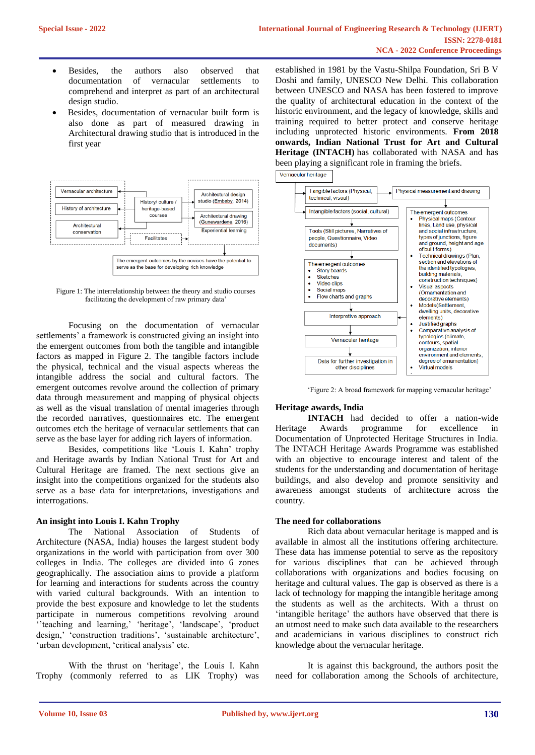- Besides, the authors also observed that documentation of vernacular settlements to comprehend and interpret as part of an architectural design studio.
- Besides, documentation of vernacular built form is also done as part of measured drawing in Architectural drawing studio that is introduced in the first year

Vernacular architecture

History of architecture

Architectural conservation

History/ culture / heritage-based courses

Architectural design studio (Embaby, 2014)

Architectural drawing (Gunewardene, 2016)

Experiential learning

Facilitates

The emergent outcomes by the novices have the potential to serve as the base for developing rich knowledge

Figure 1: The interrelationship between the theory and studio courses facilitating the development of raw primary data'

Focusing on the documentation of vernacular settlements' a framework is constructed giving an insight into the emergent outcomes from both the tangible and intangible factors as mapped in Figure 2. The tangible factors include the physical, technical and the visual aspects whereas the intangible address the social and cultural factors. The emergent outcomes revolve around the collection of primary data through measurement and mapping of physical objects as well as the visual translation of mental imageries through the recorded narratives, questionnaires etc. The emergent outcomes etch the heritage of vernacular settlements that can serve as the base layer for adding rich layers of information.

Besides, competitions like 'Louis I. Kahn' trophy and Heritage awards by Indian National Trust for Art and Cultural Heritage are framed. The next sections give an insight into the competitions organized for the students also serve as a base data for interpretations, investigations and interrogations.

### An insight into Louis I. Kahn Trophy

The National Association of Students of Architecture (NASA, India) houses the largest student body organizations in the world with participation from over 300 colleges in India. The colleges are divided into 6 zones geographically. The association aims to provide a platform for learning and interactions for students across the country with varied cultural backgrounds. With an intention to provide the best exposure and knowledge to let the students participate in numerous competitions revolving around ''teaching and learning,' 'heritage', 'landscape', 'product design,' 'construction traditions', 'sustainable architecture', 'urban development, 'critical analysis' etc.

With the thrust on 'heritage', the Louis I. Kahn Trophy (commonly referred to as LIK Trophy) was established in 1981 by the Vastu-Shilpa Foundation, Sri B V Doshi and family, UNESCO New Delhi. This collaboration between UNESCO and NASA has been fostered to improve the quality of architectural education in the context of the historic environment, and the legacy of knowledge, skills and training required to better protect and conserve heritage including unprotected historic environments. **From 2018 onwards, Indian National Trust for Art and Cultural Heritage (INTACH)** has collaborated with NASA and has been playing a significant role in framing the briefs.

Vernacular heritage

Tangible factors (Physical, technical, visual)

Physical measurement and drawing

Intangible factors (social, cultural)

Tools (Still pictures, Narratives of people, Questionnaire, Video documents)

The emergent outcomes
- Story boards
- Sketches
- Video clips
- Social maps
- Flow charts and graphs

Interpretive approach

Vernacular heritage

Data for further investigation in other disciplines

The emergent outcomes
- Physical maps (Contour lines, Land use, physical and social infrastructure, types of junctions, figure and ground, height and age of built forms)
- Technical drawings (Plan, section and elevations of the identified typologies, building materials, construction techniques)
- Visual aspects (Ornamentation and decorative elements)
- Models (Settlement, dwelling units, decorative elements)
- Justified graphs
- Comparative analysis of typologies (climate, contours, spatial organization, interior environment and elements, degree of ornamentation)
- Virtual models

'Figure 2: A broad framework for mapping vernacular heritage'

### Heritage awards, India

**INTACH** had decided to offer a nation-wide Heritage Awards programme for excellence in Documentation of Unprotected Heritage Structures in India. The INTACH Heritage Awards Programme was established with an objective to encourage interest and talent of the students for the understanding and documentation of heritage buildings, and also develop and promote sensitivity and awareness amongst students of architecture across the country.

### The need for collaborations

Rich data about vernacular heritage is mapped and is available in almost all the institutions offering architecture. These data has immense potential to serve as the repository for various disciplines that can be achieved through collaborations with organizations and bodies focusing on heritage and cultural values. The gap is observed as there is a lack of technology for mapping the intangible heritage among the students as well as the architects. With a thrust on 'intangible heritage' the authors have observed that there is an utmost need to make such data available to the researchers and academicians in various disciplines to construct rich knowledge about the vernacular heritage.

It is against this background, the authors posit the need for collaboration among the Schools of architecture,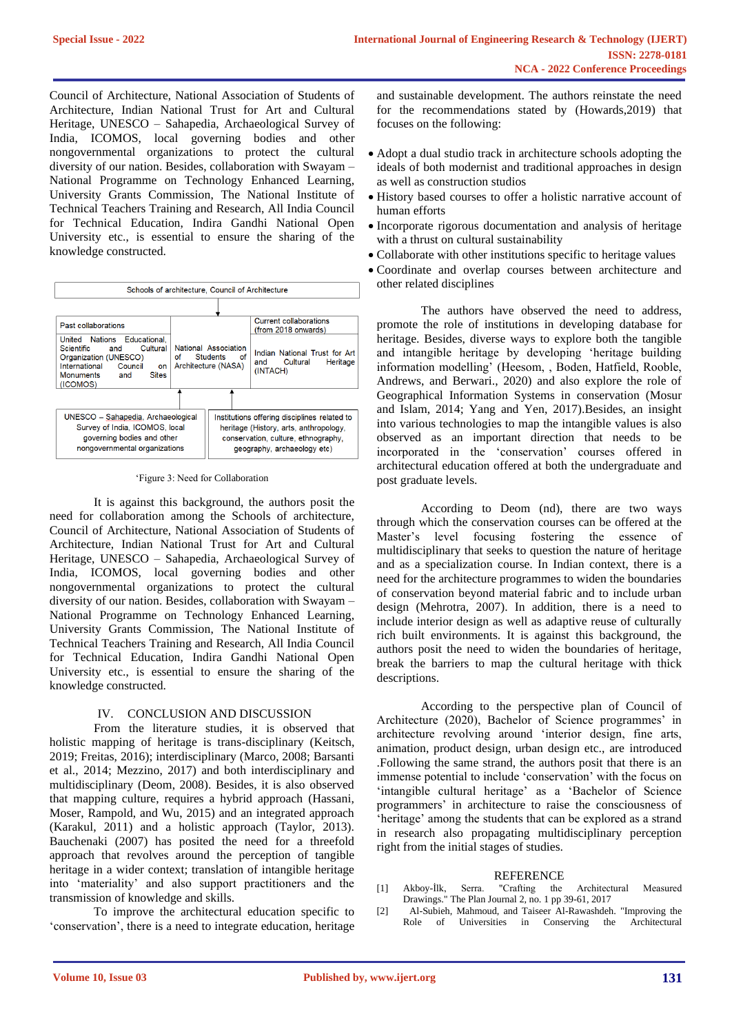Council of Architecture, National Association of Students of Architecture, Indian National Trust for Art and Cultural Heritage, UNESCO – Sahapedia, Archaeological Survey of India, ICOMOS, local governing bodies and other nongovernmental organizations to protect the cultural diversity of our nation. Besides, collaboration with Swayam – National Programme on Technology Enhanced Learning, University Grants Commission, The National Institute of Technical Teachers Training and Research, All India Council for Technical Education, Indira Gandhi National Open University etc., is essential to ensure the sharing of the knowledge constructed.

Schools of architecture, Council of Architecture

| Past collaborations | | Current collaborations (from 2018 onwards) |
|---|---|---|
| United Nations Educational, Scientific and Cultural Organization (UNESCO) International Council on Monuments and Sites (ICOMOS) | National Association of Students of Architecture (NASA) | Indian National Trust for Art and Cultural Heritage (INTACH) |

UNESCO – Sahapedia, Archaeological Survey of India, ICOMOS, local governing bodies and other nongovernmental organizations

Institutions offering disciplines related to heritage (History, arts, anthropology, conservation, culture, ethnography, geography, archaeology etc)

'Figure 3: Need for Collaboration

It is against this background, the authors posit the need for collaboration among the Schools of architecture, Council of Architecture, National Association of Students of Architecture, Indian National Trust for Art and Cultural Heritage, UNESCO – Sahapedia, Archaeological Survey of India, ICOMOS, local governing bodies and other nongovernmental organizations to protect the cultural diversity of our nation. Besides, collaboration with Swayam – National Programme on Technology Enhanced Learning, University Grants Commission, The National Institute of Technical Teachers Training and Research, All India Council for Technical Education, Indira Gandhi National Open University etc., is essential to ensure the sharing of the knowledge constructed.

## IV. CONCLUSION AND DISCUSSION

From the literature studies, it is observed that holistic mapping of heritage is trans-disciplinary (Keitsch, 2019; Freitas, 2016); interdisciplinary (Marco, 2008; Barsanti et al., 2014; Mezzino, 2017) and both interdisciplinary and multidisciplinary (Deom, 2008). Besides, it is also observed that mapping culture, requires a hybrid approach (Hassani, Moser, Rampold, and Wu, 2015) and an integrated approach (Karakul, 2011) and a holistic approach (Taylor, 2013). Bauchenaki (2007) has posited the need for a threefold approach that revolves around the perception of tangible heritage in a wider context; translation of intangible heritage into 'materiality' and also support practitioners and the transmission of knowledge and skills.

To improve the architectural education specific to 'conservation', there is a need to integrate education, heritage and sustainable development. The authors reinstate the need for the recommendations stated by (Howards,2019) that focuses on the following:

- Adopt a dual studio track in architecture schools adopting the ideals of both modernist and traditional approaches in design as well as construction studios
- History based courses to offer a holistic narrative account of human efforts
- Incorporate rigorous documentation and analysis of heritage with a thrust on cultural sustainability
- Collaborate with other institutions specific to heritage values
- Coordinate and overlap courses between architecture and other related disciplines

The authors have observed the need to address, promote the role of institutions in developing database for heritage. Besides, diverse ways to explore both the tangible and intangible heritage by developing 'heritage building information modelling' (Heesom, , Boden, Hatfield, Rooble, Andrews, and Berwari., 2020) and also explore the role of Geographical Information Systems in conservation (Mosur and Islam, 2014; Yang and Yen, 2017).Besides, an insight into various technologies to map the intangible values is also observed as an important direction that needs to be incorporated in the 'conservation' courses offered in architectural education offered at both the undergraduate and post graduate levels.

According to Deom (nd), there are two ways through which the conservation courses can be offered at the Master's level focusing fostering the essence of multidisciplinary that seeks to question the nature of heritage and as a specialization course. In Indian context, there is a need for the architecture programmes to widen the boundaries of conservation beyond material fabric and to include urban design (Mehrotra, 2007). In addition, there is a need to include interior design as well as adaptive reuse of culturally rich built environments. It is against this background, the authors posit the need to widen the boundaries of heritage, break the barriers to map the cultural heritage with thick descriptions.

According to the perspective plan of Council of Architecture (2020), Bachelor of Science programmes' in architecture revolving around 'interior design, fine arts, animation, product design, urban design etc., are introduced .Following the same strand, the authors posit that there is an immense potential to include 'conservation' with the focus on 'intangible cultural heritage' as a 'Bachelor of Science programmers' in architecture to raise the consciousness of 'heritage' among the students that can be explored as a strand in research also propagating multidisciplinary perception right from the initial stages of studies.

## REFERENCE

[1] Akboy-İlk, Serra. "Crafting the Architectural Measured Drawings." The Plan Journal 2, no. 1 pp 39-61, 2017

[2] Al-Subieh, Mahmoud, and Taiseer Al-Rawashdeh. "Improving the Role of Universities in Conserving the Architectural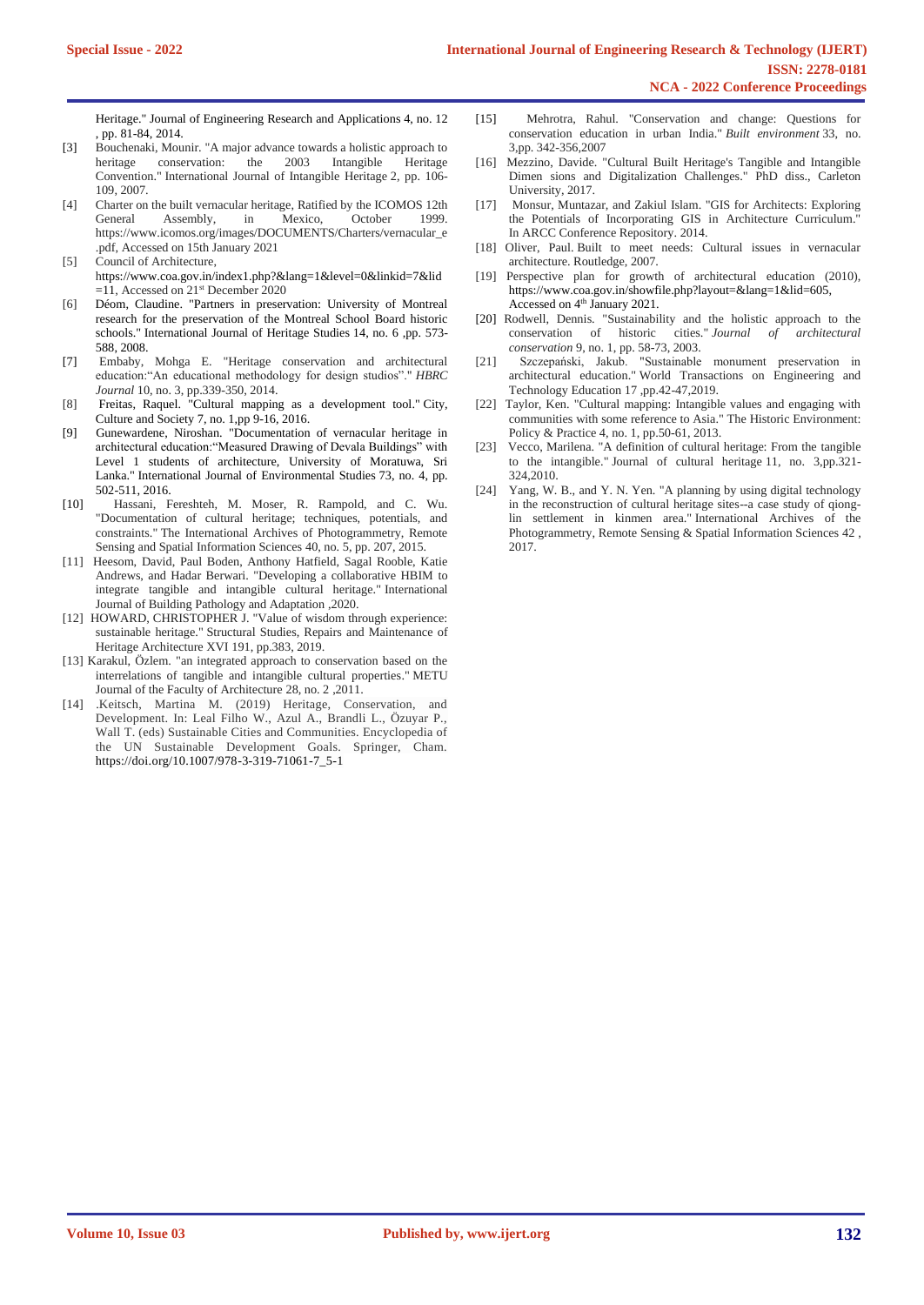Heritage." Journal of Engineering Research and Applications 4, no. 12 , pp. 81-84, 2014.

[3] Bouchenaki, Mounir. "A major advance towards a holistic approach to heritage conservation: the 2003 Intangible Heritage Convention." International Journal of Intangible Heritage 2, pp. 106-109, 2007.

[4] Charter on the built vernacular heritage, Ratified by the ICOMOS 12th General Assembly, in Mexico, October 1999. https://www.icomos.org/images/DOCUMENTS/Charters/vernacular_e .pdf, Accessed on 15th January 2021

[5] Council of Architecture, https://www.coa.gov.in/index1.php?&lang=1&level=0&linkid=7&lid =11, Accessed on 21st December 2020

[6] Déom, Claudine. "Partners in preservation: University of Montreal research for the preservation of the Montreal School Board historic schools." International Journal of Heritage Studies 14, no. 6 ,pp. 573-588, 2008.

[7] Embaby, Mohga E. "Heritage conservation and architectural education:"An educational methodology for design studios"." *HBRC Journal* 10, no. 3, pp.339-350, 2014.

[8] Freitas, Raquel. "Cultural mapping as a development tool." City, Culture and Society 7, no. 1,pp 9-16, 2016.

[9] Gunewardene, Niroshan. "Documentation of vernacular heritage in architectural education:"Measured Drawing of Devala Buildings" with Level 1 students of architecture, University of Moratuwa, Sri Lanka." International Journal of Environmental Studies 73, no. 4, pp. 502-511, 2016.

[10] Hassani, Fereshteh, M. Moser, R. Rampold, and C. Wu. "Documentation of cultural heritage; techniques, potentials, and constraints." The International Archives of Photogrammetry, Remote Sensing and Spatial Information Sciences 40, no. 5, pp. 207, 2015.

[11] Heesom, David, Paul Boden, Anthony Hatfield, Sagal Rooble, Katie Andrews, and Hadar Berwari. "Developing a collaborative HBIM to integrate tangible and intangible cultural heritage." International Journal of Building Pathology and Adaptation ,2020.

[12] HOWARD, CHRISTOPHER J. "Value of wisdom through experience: sustainable heritage." Structural Studies, Repairs and Maintenance of Heritage Architecture XVI 191, pp.383, 2019.

[13] Karakul, Özlem. "an integrated approach to conservation based on the interrelations of tangible and intangible cultural properties." METU Journal of the Faculty of Architecture 28, no. 2 ,2011.

[14] .Keitsch, Martina M. (2019) Heritage, Conservation, and Development. In: Leal Filho W., Azul A., Brandli L., Özuyar P., Wall T. (eds) Sustainable Cities and Communities. Encyclopedia of the UN Sustainable Development Goals. Springer, Cham. https://doi.org/10.1007/978-3-319-71061-7_5-1

[15] Mehrotra, Rahul. "Conservation and change: Questions for conservation education in urban India." *Built environment* 33, no. 3,pp. 342-356,2007

[16] Mezzino, Davide. "Cultural Built Heritage's Tangible and Intangible Dimen sions and Digitalization Challenges." PhD diss., Carleton University, 2017.

[17] Monsur, Muntazar, and Zakiul Islam. "GIS for Architects: Exploring the Potentials of Incorporating GIS in Architecture Curriculum." In ARCC Conference Repository. 2014.

[18] Oliver, Paul. Built to meet needs: Cultural issues in vernacular architecture. Routledge, 2007.

[19] Perspective plan for growth of architectural education (2010), https://www.coa.gov.in/showfile.php?layout=&lang=1&lid=605, Accessed on 4th January 2021.

[20] Rodwell, Dennis. "Sustainability and the holistic approach to the conservation of historic cities." *Journal of architectural conservation* 9, no. 1, pp. 58-73, 2003.

[21] Szczepański, Jakub. "Sustainable monument preservation in architectural education." World Transactions on Engineering and Technology Education 17 ,pp.42-47,2019.

[22] Taylor, Ken. "Cultural mapping: Intangible values and engaging with communities with some reference to Asia." The Historic Environment: Policy & Practice 4, no. 1, pp.50-61, 2013.

[23] Vecco, Marilena. "A definition of cultural heritage: From the tangible to the intangible." Journal of cultural heritage 11, no. 3,pp.321-324,2010.

[24] Yang, W. B., and Y. N. Yen. "A planning by using digital technology in the reconstruction of cultural heritage sites--a case study of qiong-lin settlement in kinmen area." International Archives of the Photogrammetry, Remote Sensing & Spatial Information Sciences 42 , 2017.